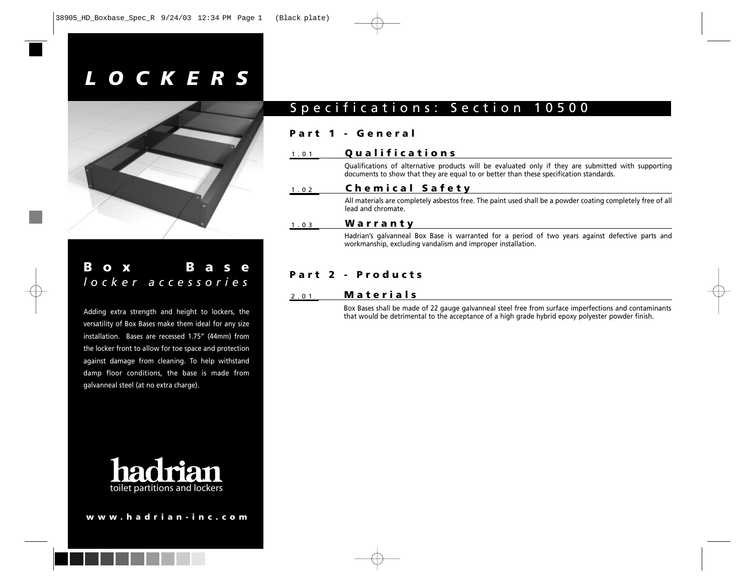# LOCKERS

## Box Base
*locker accessories*

Adding extra strength and height to lockers, the versatility of Box Bases make them ideal for any size installation. Bases are recessed 1.75" (44mm) from the locker front to allow for toe space and protection against damage from cleaning. To help withstand damp floor conditions, the base is made from galvanneal steel (at no extra charge).

hadrian
toilet partitions and lockers

www.hadrian-inc.com

# Specifications: Section 10500

## Part 1 - General

### 1.01 Qualifications

Qualifications of alternative products will be evaluated only if they are submitted with supporting documents to show that they are equal to or better than these specification standards.

### 1.02 Chemical Safety

All materials are completely asbestos free. The paint used shall be a powder coating completely free of all lead and chromate.

### 1.03 Warranty

Hadrian's galvanneal Box Base is warranted for a period of two years against defective parts and workmanship, excluding vandalism and improper installation.

## Part 2 - Products

### 2.01 Materials

Box Bases shall be made of 22 gauge galvanneal steel free from surface imperfections and contaminants that would be detrimental to the acceptance of a high grade hybrid epoxy polyester powder finish.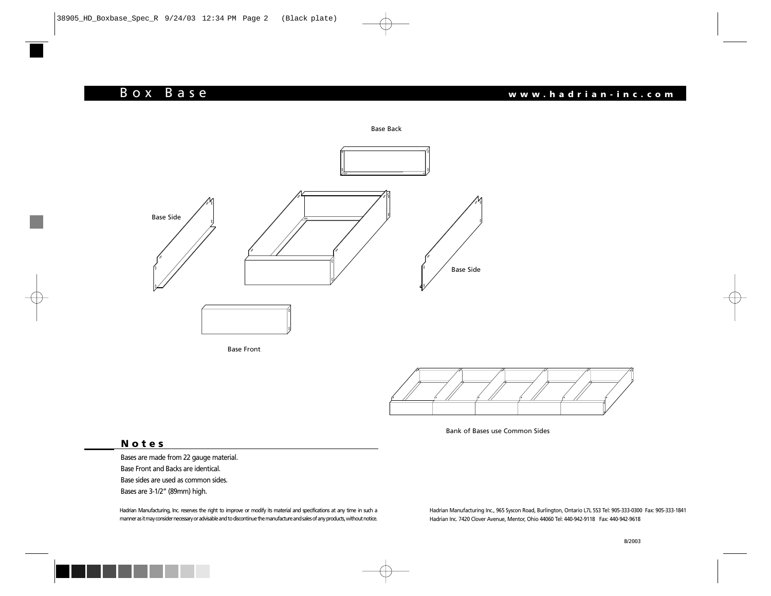# Box Base

www.hadrian-inc.com

Base Back

Base Side

Base Side

Base Front

Bank of Bases use Common Sides

## Notes

Bases are made from 22 gauge material.

Base Front and Backs are identical.

Base sides are used as common sides.

Bases are 3-1/2" (89mm) high.

Hadrian Manufacturing, Inc. reserves the right to improve or modify its material and specifications at any time in such a manner as it may consider necessary or advisable and to discontinue the manufacture and sales of any products, without notice.

Hadrian Manufacturing Inc., 965 Syscon Road, Burlington, Ontario L7L 5S3 Tel: 905-333-0300 Fax: 905-333-1841
Hadrian Inc. 7420 Clover Avenue, Mentor, Ohio 44060 Tel: 440-942-9118 Fax: 440-942-9618

8/2003